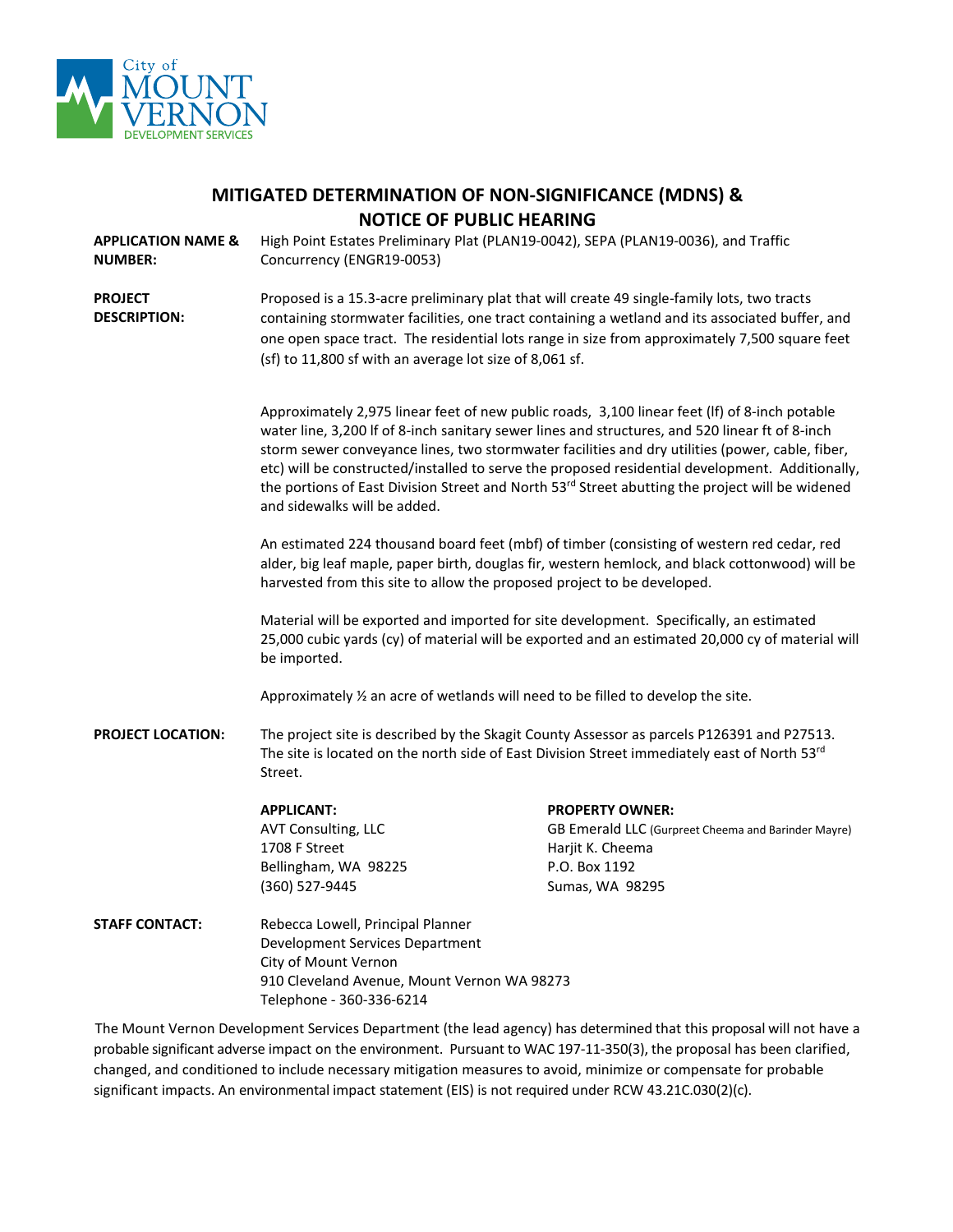City of MOUNT VERNON DEVELOPMENT SERVICES

# MITIGATED DETERMINATION OF NON-SIGNIFICANCE (MDNS) & NOTICE OF PUBLIC HEARING

**APPLICATION NAME & NUMBER:** High Point Estates Preliminary Plat (PLAN19-0042), SEPA (PLAN19-0036), and Traffic Concurrency (ENGR19-0053)

**PROJECT DESCRIPTION:** Proposed is a 15.3-acre preliminary plat that will create 49 single-family lots, two tracts containing stormwater facilities, one tract containing a wetland and its associated buffer, and one open space tract. The residential lots range in size from approximately 7,500 square feet (sf) to 11,800 sf with an average lot size of 8,061 sf.

Approximately 2,975 linear feet of new public roads, 3,100 linear feet (lf) of 8-inch potable water line, 3,200 lf of 8-inch sanitary sewer lines and structures, and 520 linear ft of 8-inch storm sewer conveyance lines, two stormwater facilities and dry utilities (power, cable, fiber, etc) will be constructed/installed to serve the proposed residential development. Additionally, the portions of East Division Street and North 53rd Street abutting the project will be widened and sidewalks will be added.

An estimated 224 thousand board feet (mbf) of timber (consisting of western red cedar, red alder, big leaf maple, paper birth, douglas fir, western hemlock, and black cottonwood) will be harvested from this site to allow the proposed project to be developed.

Material will be exported and imported for site development. Specifically, an estimated 25,000 cubic yards (cy) of material will be exported and an estimated 20,000 cy of material will be imported.

Approximately ½ an acre of wetlands will need to be filled to develop the site.

**PROJECT LOCATION:** The project site is described by the Skagit County Assessor as parcels P126391 and P27513. The site is located on the north side of East Division Street immediately east of North 53rd Street.

**APPLICANT:**
AVT Consulting, LLC
1708 F Street
Bellingham, WA 98225
(360) 527-9445

**PROPERTY OWNER:**
GB Emerald LLC (Gurpreet Cheema and Barinder Mayre)
Harjit K. Cheema
P.O. Box 1192
Sumas, WA 98295

**STAFF CONTACT:**
Rebecca Lowell, Principal Planner
Development Services Department
City of Mount Vernon
910 Cleveland Avenue, Mount Vernon WA 98273
Telephone - 360-336-6214

The Mount Vernon Development Services Department (the lead agency) has determined that this proposal will not have a probable significant adverse impact on the environment. Pursuant to WAC 197-11-350(3), the proposal has been clarified, changed, and conditioned to include necessary mitigation measures to avoid, minimize or compensate for probable significant impacts. An environmental impact statement (EIS) is not required under RCW 43.21C.030(2)(c).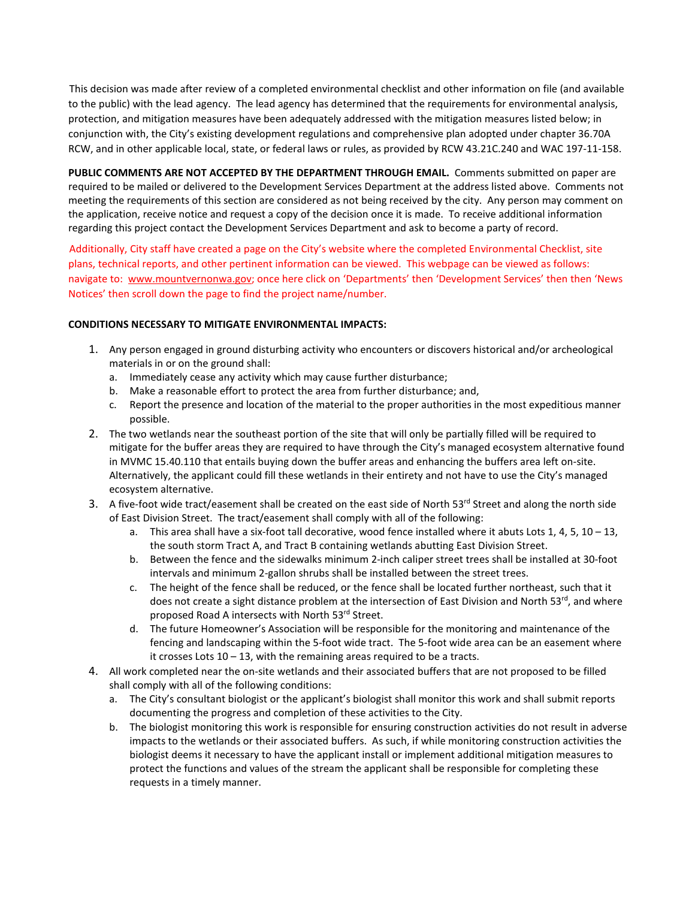This decision was made after review of a completed environmental checklist and other information on file (and available to the public) with the lead agency. The lead agency has determined that the requirements for environmental analysis, protection, and mitigation measures have been adequately addressed with the mitigation measures listed below; in conjunction with, the City's existing development regulations and comprehensive plan adopted under chapter 36.70A RCW, and in other applicable local, state, or federal laws or rules, as provided by RCW 43.21C.240 and WAC 197-11-158.

**PUBLIC COMMENTS ARE NOT ACCEPTED BY THE DEPARTMENT THROUGH EMAIL.** Comments submitted on paper are required to be mailed or delivered to the Development Services Department at the address listed above. Comments not meeting the requirements of this section are considered as not being received by the city. Any person may comment on the application, receive notice and request a copy of the decision once it is made. To receive additional information regarding this project contact the Development Services Department and ask to become a party of record.

Additionally, City staff have created a page on the City's website where the completed Environmental Checklist, site plans, technical reports, and other pertinent information can be viewed. This webpage can be viewed as follows: navigate to: www.mountvernonwa.gov; once here click on 'Departments' then 'Development Services' then then 'News Notices' then scroll down the page to find the project name/number.

**CONDITIONS NECESSARY TO MITIGATE ENVIRONMENTAL IMPACTS:**

1. Any person engaged in ground disturbing activity who encounters or discovers historical and/or archeological materials in or on the ground shall:
   a. Immediately cease any activity which may cause further disturbance;
   b. Make a reasonable effort to protect the area from further disturbance; and,
   c. Report the presence and location of the material to the proper authorities in the most expeditious manner possible.
2. The two wetlands near the southeast portion of the site that will only be partially filled will be required to mitigate for the buffer areas they are required to have through the City's managed ecosystem alternative found in MVMC 15.40.110 that entails buying down the buffer areas and enhancing the buffers area left on-site. Alternatively, the applicant could fill these wetlands in their entirety and not have to use the City's managed ecosystem alternative.
3. A five-foot wide tract/easement shall be created on the east side of North 53rd Street and along the north side of East Division Street. The tract/easement shall comply with all of the following:
   a. This area shall have a six-foot tall decorative, wood fence installed where it abuts Lots 1, 4, 5, 10 – 13, the south storm Tract A, and Tract B containing wetlands abutting East Division Street.
   b. Between the fence and the sidewalks minimum 2-inch caliper street trees shall be installed at 30-foot intervals and minimum 2-gallon shrubs shall be installed between the street trees.
   c. The height of the fence shall be reduced, or the fence shall be located further northeast, such that it does not create a sight distance problem at the intersection of East Division and North 53rd, and where proposed Road A intersects with North 53rd Street.
   d. The future Homeowner's Association will be responsible for the monitoring and maintenance of the fencing and landscaping within the 5-foot wide tract. The 5-foot wide area can be an easement where it crosses Lots 10 – 13, with the remaining areas required to be a tracts.
4. All work completed near the on-site wetlands and their associated buffers that are not proposed to be filled shall comply with all of the following conditions:
   a. The City's consultant biologist or the applicant's biologist shall monitor this work and shall submit reports documenting the progress and completion of these activities to the City.
   b. The biologist monitoring this work is responsible for ensuring construction activities do not result in adverse impacts to the wetlands or their associated buffers. As such, if while monitoring construction activities the biologist deems it necessary to have the applicant install or implement additional mitigation measures to protect the functions and values of the stream the applicant shall be responsible for completing these requests in a timely manner.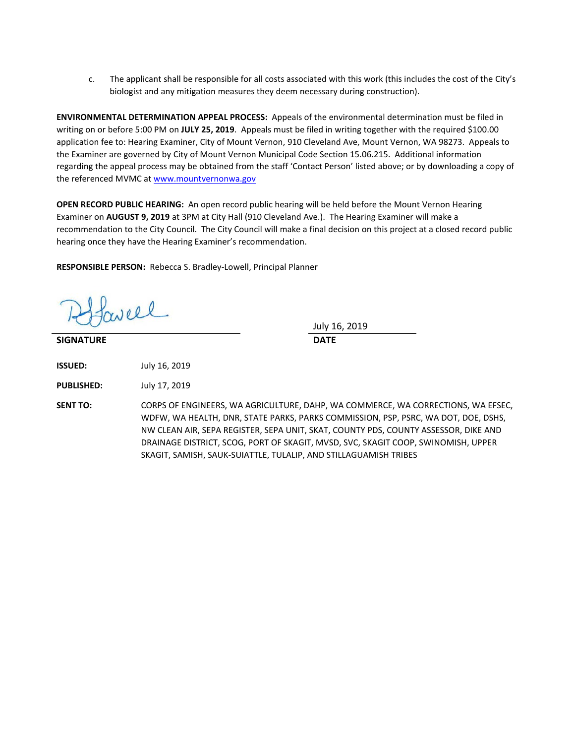c. The applicant shall be responsible for all costs associated with this work (this includes the cost of the City's biologist and any mitigation measures they deem necessary during construction).

**ENVIRONMENTAL DETERMINATION APPEAL PROCESS:** Appeals of the environmental determination must be filed in writing on or before 5:00 PM on **JULY 25, 2019**. Appeals must be filed in writing together with the required $100.00 application fee to: Hearing Examiner, City of Mount Vernon, 910 Cleveland Ave, Mount Vernon, WA 98273. Appeals to the Examiner are governed by City of Mount Vernon Municipal Code Section 15.06.215. Additional information regarding the appeal process may be obtained from the staff 'Contact Person' listed above; or by downloading a copy of the referenced MVMC at www.mountvernonwa.gov

**OPEN RECORD PUBLIC HEARING:** An open record public hearing will be held before the Mount Vernon Hearing Examiner on **AUGUST 9, 2019** at 3PM at City Hall (910 Cleveland Ave.). The Hearing Examiner will make a recommendation to the City Council. The City Council will make a final decision on this project at a closed record public hearing once they have the Hearing Examiner's recommendation.

**RESPONSIBLE PERSON:** Rebecca S. Bradley-Lowell, Principal Planner

**SIGNATURE** _______________ **DATE** July 16, 2019

**ISSUED:** July 16, 2019

**PUBLISHED:** July 17, 2019

**SENT TO:** CORPS OF ENGINEERS, WA AGRICULTURE, DAHP, WA COMMERCE, WA CORRECTIONS, WA EFSEC, WDFW, WA HEALTH, DNR, STATE PARKS, PARKS COMMISSION, PSP, PSRC, WA DOT, DOE, DSHS, NW CLEAN AIR, SEPA REGISTER, SEPA UNIT, SKAT, COUNTY PDS, COUNTY ASSESSOR, DIKE AND DRAINAGE DISTRICT, SCOG, PORT OF SKAGIT, MVSD, SVC, SKAGIT COOP, SWINOMISH, UPPER SKAGIT, SAMISH, SAUK-SUIATTLE, TULALIP, AND STILLAGUAMISH TRIBES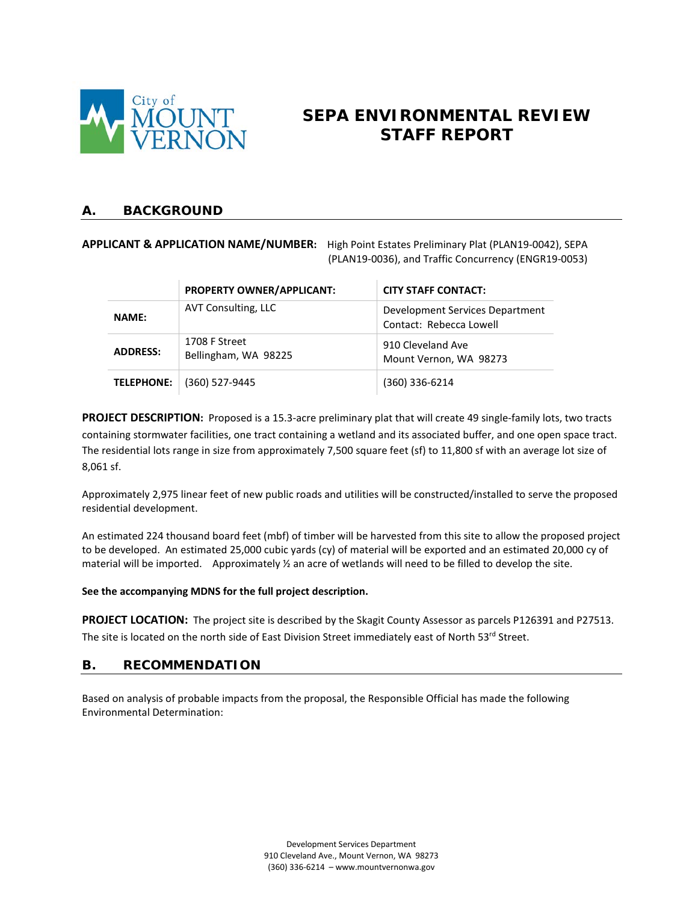# SEPA ENVIRONMENTAL REVIEW STAFF REPORT

## A. BACKGROUND

**APPLICANT & APPLICATION NAME/NUMBER:** High Point Estates Preliminary Plat (PLAN19-0042), SEPA (PLAN19-0036), and Traffic Concurrency (ENGR19-0053)

| | PROPERTY OWNER/APPLICANT: | CITY STAFF CONTACT: |
|---|---|---|
| **NAME:** | AVT Consulting, LLC | Development Services Department Contact: Rebecca Lowell |
| **ADDRESS:** | 1708 F Street Bellingham, WA 98225 | 910 Cleveland Ave Mount Vernon, WA 98273 |
| **TELEPHONE:** | (360) 527-9445 | (360) 336-6214 |

**PROJECT DESCRIPTION:** Proposed is a 15.3-acre preliminary plat that will create 49 single-family lots, two tracts containing stormwater facilities, one tract containing a wetland and its associated buffer, and one open space tract. The residential lots range in size from approximately 7,500 square feet (sf) to 11,800 sf with an average lot size of 8,061 sf.

Approximately 2,975 linear feet of new public roads and utilities will be constructed/installed to serve the proposed residential development.

An estimated 224 thousand board feet (mbf) of timber will be harvested from this site to allow the proposed project to be developed. An estimated 25,000 cubic yards (cy) of material will be exported and an estimated 20,000 cy of material will be imported. Approximately ½ an acre of wetlands will need to be filled to develop the site.

**See the accompanying MDNS for the full project description.**

**PROJECT LOCATION:** The project site is described by the Skagit County Assessor as parcels P126391 and P27513. The site is located on the north side of East Division Street immediately east of North 53rd Street.

## B. RECOMMENDATION

Based on analysis of probable impacts from the proposal, the Responsible Official has made the following Environmental Determination: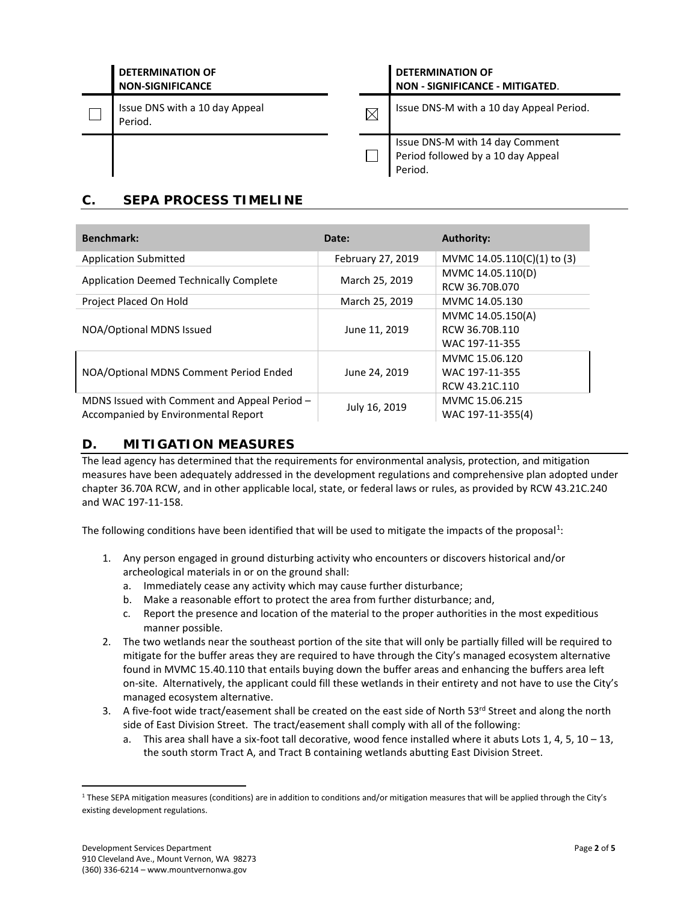| | DETERMINATION OF NON-SIGNIFICANCE | | DETERMINATION OF NON - SIGNIFICANCE - MITIGATED. |
|---|---|---|---|
| ☐ | Issue DNS with a 10 day Appeal Period. | ☒ | Issue DNS-M with a 10 day Appeal Period. |
| | | ☐ | Issue DNS-M with 14 day Comment Period followed by a 10 day Appeal Period. |

## C. SEPA PROCESS TIMELINE

| Benchmark: | Date: | Authority: |
|---|---|---|
| Application Submitted | February 27, 2019 | MVMC 14.05.110(C)(1) to (3) |
| Application Deemed Technically Complete | March 25, 2019 | MVMC 14.05.110(D)<br>RCW 36.70B.070 |
| Project Placed On Hold | March 25, 2019 | MVMC 14.05.130 |
| NOA/Optional MDNS Issued | June 11, 2019 | MVMC 14.05.150(A)<br>RCW 36.70B.110<br>WAC 197-11-355 |
| NOA/Optional MDNS Comment Period Ended | June 24, 2019 | MVMC 15.06.120<br>WAC 197-11-355<br>RCW 43.21C.110 |
| MDNS Issued with Comment and Appeal Period – Accompanied by Environmental Report | July 16, 2019 | MVMC 15.06.215<br>WAC 197-11-355(4) |

## D. MITIGATION MEASURES

The lead agency has determined that the requirements for environmental analysis, protection, and mitigation measures have been adequately addressed in the development regulations and comprehensive plan adopted under chapter 36.70A RCW, and in other applicable local, state, or federal laws or rules, as provided by RCW 43.21C.240 and WAC 197-11-158.

The following conditions have been identified that will be used to mitigate the impacts of the proposal[1]:

1. Any person engaged in ground disturbing activity who encounters or discovers historical and/or archeological materials in or on the ground shall:
   a. Immediately cease any activity which may cause further disturbance;
   b. Make a reasonable effort to protect the area from further disturbance; and,
   c. Report the presence and location of the material to the proper authorities in the most expeditious manner possible.
2. The two wetlands near the southeast portion of the site that will only be partially filled will be required to mitigate for the buffer areas they are required to have through the City's managed ecosystem alternative found in MVMC 15.40.110 that entails buying down the buffer areas and enhancing the buffers area left on-site. Alternatively, the applicant could fill these wetlands in their entirety and not have to use the City's managed ecosystem alternative.
3. A five-foot wide tract/easement shall be created on the east side of North 53rd Street and along the north side of East Division Street. The tract/easement shall comply with all of the following:
   a. This area shall have a six-foot tall decorative, wood fence installed where it abuts Lots 1, 4, 5, 10 – 13, the south storm Tract A, and Tract B containing wetlands abutting East Division Street.

[1] These SEPA mitigation measures (conditions) are in addition to conditions and/or mitigation measures that will be applied through the City's existing development regulations.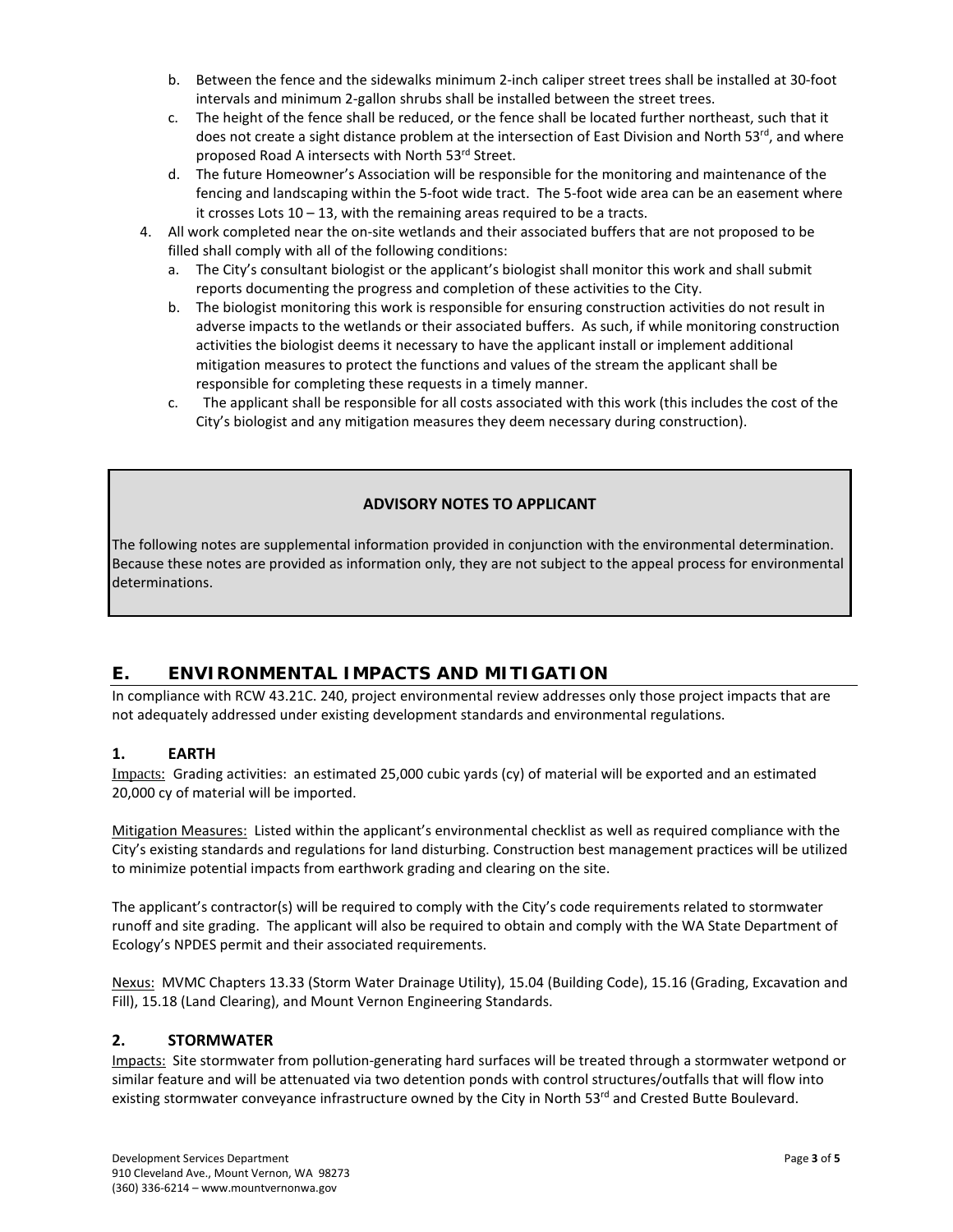b. Between the fence and the sidewalks minimum 2-inch caliper street trees shall be installed at 30-foot intervals and minimum 2-gallon shrubs shall be installed between the street trees.
   c. The height of the fence shall be reduced, or the fence shall be located further northeast, such that it does not create a sight distance problem at the intersection of East Division and North 53rd, and where proposed Road A intersects with North 53rd Street.
   d. The future Homeowner's Association will be responsible for the monitoring and maintenance of the fencing and landscaping within the 5-foot wide tract. The 5-foot wide area can be an easement where it crosses Lots 10 – 13, with the remaining areas required to be a tracts.
4. All work completed near the on-site wetlands and their associated buffers that are not proposed to be filled shall comply with all of the following conditions:
   a. The City's consultant biologist or the applicant's biologist shall monitor this work and shall submit reports documenting the progress and completion of these activities to the City.
   b. The biologist monitoring this work is responsible for ensuring construction activities do not result in adverse impacts to the wetlands or their associated buffers. As such, if while monitoring construction activities the biologist deems it necessary to have the applicant install or implement additional mitigation measures to protect the functions and values of the stream the applicant shall be responsible for completing these requests in a timely manner.
   c. The applicant shall be responsible for all costs associated with this work (this includes the cost of the City's biologist and any mitigation measures they deem necessary during construction).

**ADVISORY NOTES TO APPLICANT**

The following notes are supplemental information provided in conjunction with the environmental determination. Because these notes are provided as information only, they are not subject to the appeal process for environmental determinations.

## E. ENVIRONMENTAL IMPACTS AND MITIGATION

In compliance with RCW 43.21C. 240, project environmental review addresses only those project impacts that are not adequately addressed under existing development standards and environmental regulations.

### 1. EARTH

Impacts: Grading activities: an estimated 25,000 cubic yards (cy) of material will be exported and an estimated 20,000 cy of material will be imported.

Mitigation Measures: Listed within the applicant's environmental checklist as well as required compliance with the City's existing standards and regulations for land disturbing. Construction best management practices will be utilized to minimize potential impacts from earthwork grading and clearing on the site.

The applicant's contractor(s) will be required to comply with the City's code requirements related to stormwater runoff and site grading. The applicant will also be required to obtain and comply with the WA State Department of Ecology's NPDES permit and their associated requirements.

Nexus: MVMC Chapters 13.33 (Storm Water Drainage Utility), 15.04 (Building Code), 15.16 (Grading, Excavation and Fill), 15.18 (Land Clearing), and Mount Vernon Engineering Standards.

### 2. STORMWATER

Impacts: Site stormwater from pollution-generating hard surfaces will be treated through a stormwater wetpond or similar feature and will be attenuated via two detention ponds with control structures/outfalls that will flow into existing stormwater conveyance infrastructure owned by the City in North 53rd and Crested Butte Boulevard.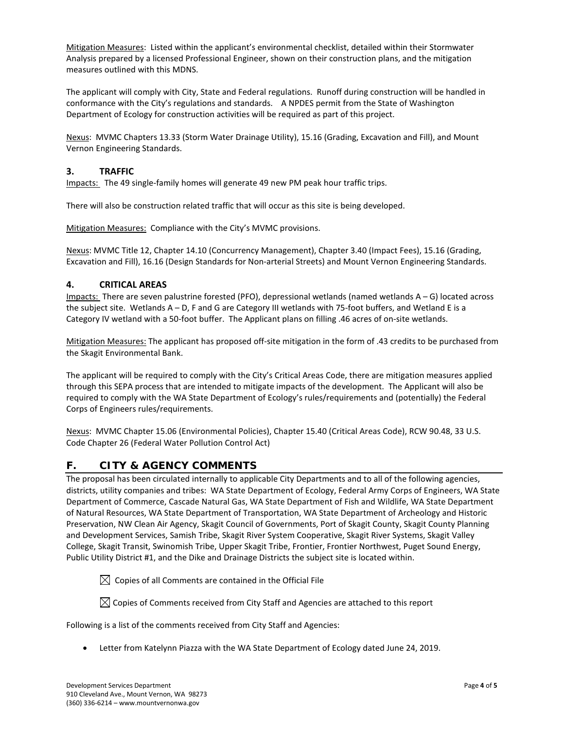Mitigation Measures: Listed within the applicant's environmental checklist, detailed within their Stormwater Analysis prepared by a licensed Professional Engineer, shown on their construction plans, and the mitigation measures outlined with this MDNS.

The applicant will comply with City, State and Federal regulations. Runoff during construction will be handled in conformance with the City's regulations and standards. A NPDES permit from the State of Washington Department of Ecology for construction activities will be required as part of this project.

Nexus: MVMC Chapters 13.33 (Storm Water Drainage Utility), 15.16 (Grading, Excavation and Fill), and Mount Vernon Engineering Standards.

### 3. TRAFFIC

Impacts: The 49 single-family homes will generate 49 new PM peak hour traffic trips.

There will also be construction related traffic that will occur as this site is being developed.

Mitigation Measures: Compliance with the City's MVMC provisions.

Nexus: MVMC Title 12, Chapter 14.10 (Concurrency Management), Chapter 3.40 (Impact Fees), 15.16 (Grading, Excavation and Fill), 16.16 (Design Standards for Non-arterial Streets) and Mount Vernon Engineering Standards.

### 4. CRITICAL AREAS

Impacts: There are seven palustrine forested (PFO), depressional wetlands (named wetlands A – G) located across the subject site. Wetlands A – D, F and G are Category III wetlands with 75-foot buffers, and Wetland E is a Category IV wetland with a 50-foot buffer. The Applicant plans on filling .46 acres of on-site wetlands.

Mitigation Measures: The applicant has proposed off-site mitigation in the form of .43 credits to be purchased from the Skagit Environmental Bank.

The applicant will be required to comply with the City's Critical Areas Code, there are mitigation measures applied through this SEPA process that are intended to mitigate impacts of the development. The Applicant will also be required to comply with the WA State Department of Ecology's rules/requirements and (potentially) the Federal Corps of Engineers rules/requirements.

Nexus: MVMC Chapter 15.06 (Environmental Policies), Chapter 15.40 (Critical Areas Code), RCW 90.48, 33 U.S. Code Chapter 26 (Federal Water Pollution Control Act)

## F. CITY & AGENCY COMMENTS

The proposal has been circulated internally to applicable City Departments and to all of the following agencies, districts, utility companies and tribes: WA State Department of Ecology, Federal Army Corps of Engineers, WA State Department of Commerce, Cascade Natural Gas, WA State Department of Fish and Wildlife, WA State Department of Natural Resources, WA State Department of Transportation, WA State Department of Archeology and Historic Preservation, NW Clean Air Agency, Skagit Council of Governments, Port of Skagit County, Skagit County Planning and Development Services, Samish Tribe, Skagit River System Cooperative, Skagit River Systems, Skagit Valley College, Skagit Transit, Swinomish Tribe, Upper Skagit Tribe, Frontier, Frontier Northwest, Puget Sound Energy, Public Utility District #1, and the Dike and Drainage Districts the subject site is located within.

☒ Copies of all Comments are contained in the Official File

☒ Copies of Comments received from City Staff and Agencies are attached to this report

Following is a list of the comments received from City Staff and Agencies:

- Letter from Katelynn Piazza with the WA State Department of Ecology dated June 24, 2019.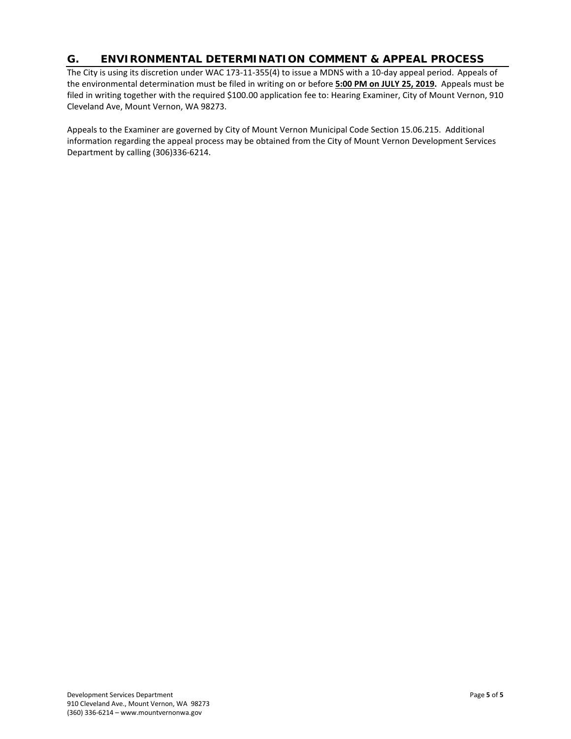## G. ENVIRONMENTAL DETERMINATION COMMENT & APPEAL PROCESS

The City is using its discretion under WAC 173-11-355(4) to issue a MDNS with a 10-day appeal period. Appeals of the environmental determination must be filed in writing on or before **5:00 PM on JULY 25, 2019.** Appeals must be filed in writing together with the required $100.00 application fee to: Hearing Examiner, City of Mount Vernon, 910 Cleveland Ave, Mount Vernon, WA 98273.

Appeals to the Examiner are governed by City of Mount Vernon Municipal Code Section 15.06.215. Additional information regarding the appeal process may be obtained from the City of Mount Vernon Development Services Department by calling (306)336-6214.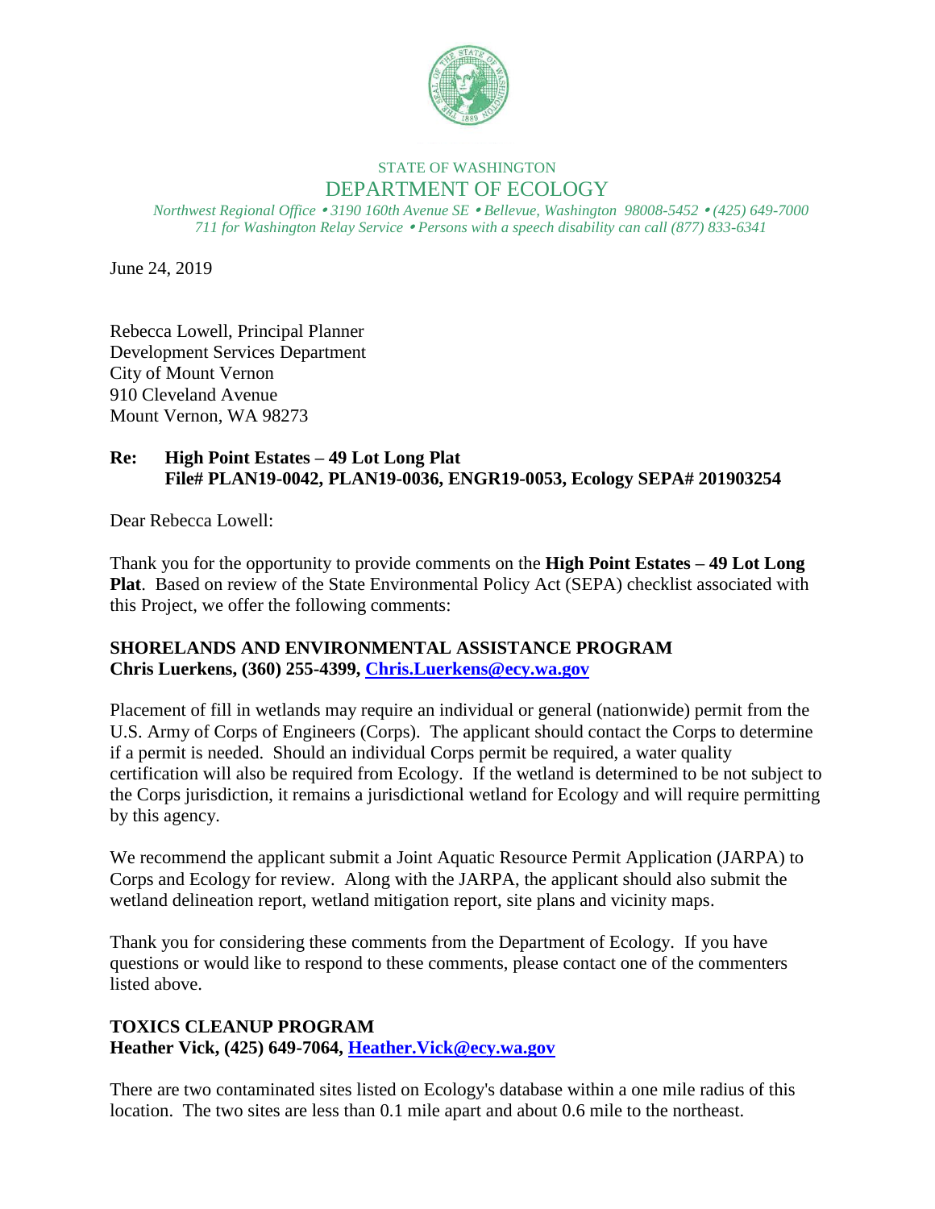STATE OF WASHINGTON

DEPARTMENT OF ECOLOGY

*Northwest Regional Office • 3190 160th Avenue SE • Bellevue, Washington 98008-5452 • (425) 649-7000*
*711 for Washington Relay Service • Persons with a speech disability can call (877) 833-6341*

June 24, 2019

Rebecca Lowell, Principal Planner
Development Services Department
City of Mount Vernon
910 Cleveland Avenue
Mount Vernon, WA 98273

**Re: High Point Estates – 49 Lot Long Plat**
**File# PLAN19-0042, PLAN19-0036, ENGR19-0053, Ecology SEPA# 201903254**

Dear Rebecca Lowell:

Thank you for the opportunity to provide comments on the **High Point Estates – 49 Lot Long Plat**. Based on review of the State Environmental Policy Act (SEPA) checklist associated with this Project, we offer the following comments:

**SHORELANDS AND ENVIRONMENTAL ASSISTANCE PROGRAM**
**Chris Luerkens, (360) 255-4399, Chris.Luerkens@ecy.wa.gov**

Placement of fill in wetlands may require an individual or general (nationwide) permit from the U.S. Army of Corps of Engineers (Corps). The applicant should contact the Corps to determine if a permit is needed. Should an individual Corps permit be required, a water quality certification will also be required from Ecology. If the wetland is determined to be not subject to the Corps jurisdiction, it remains a jurisdictional wetland for Ecology and will require permitting by this agency.

We recommend the applicant submit a Joint Aquatic Resource Permit Application (JARPA) to Corps and Ecology for review. Along with the JARPA, the applicant should also submit the wetland delineation report, wetland mitigation report, site plans and vicinity maps.

Thank you for considering these comments from the Department of Ecology. If you have questions or would like to respond to these comments, please contact one of the commenters listed above.

**TOXICS CLEANUP PROGRAM**
**Heather Vick, (425) 649-7064, Heather.Vick@ecy.wa.gov**

There are two contaminated sites listed on Ecology's database within a one mile radius of this location. The two sites are less than 0.1 mile apart and about 0.6 mile to the northeast.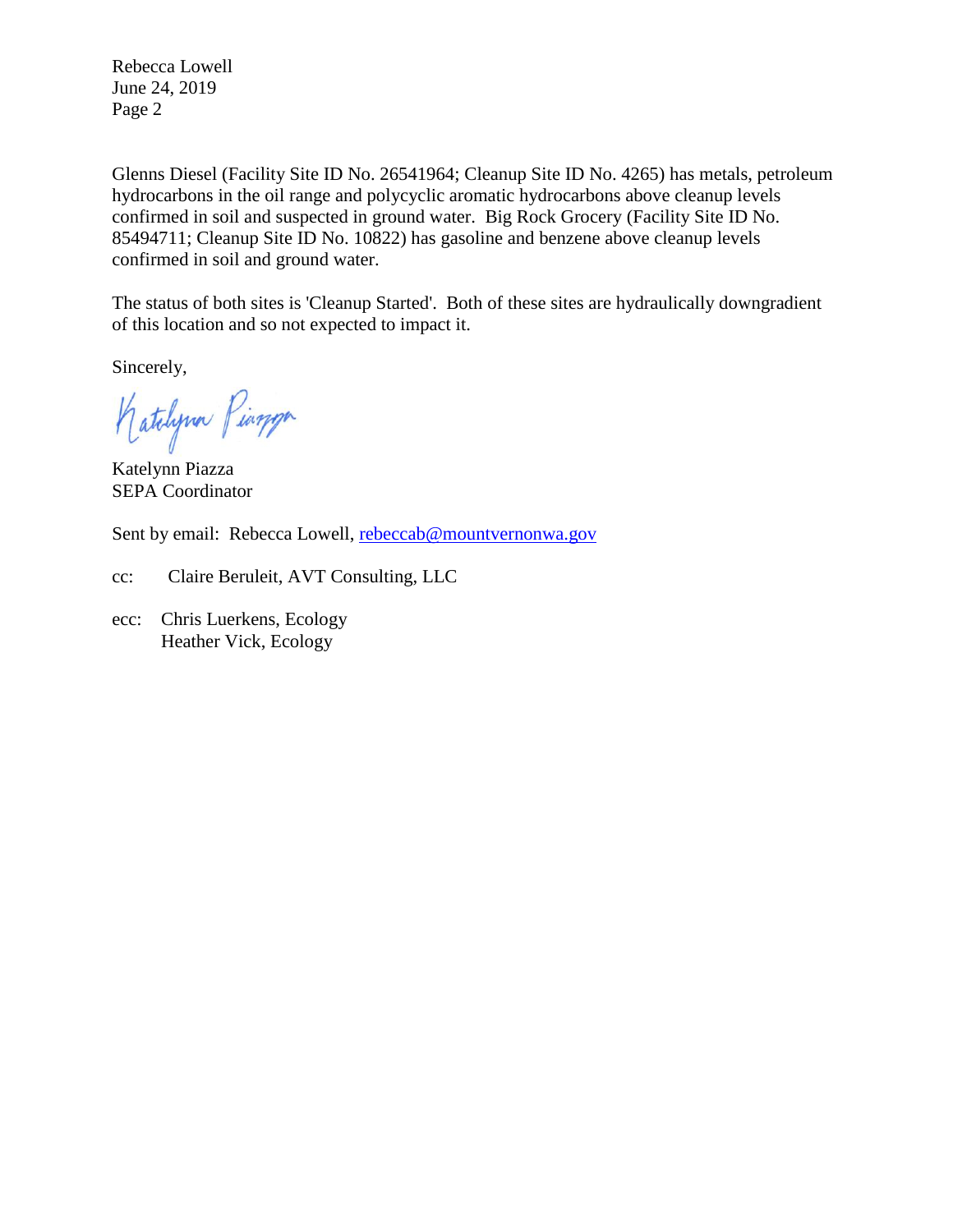Glenns Diesel (Facility Site ID No. 26541964; Cleanup Site ID No. 4265) has metals, petroleum hydrocarbons in the oil range and polycyclic aromatic hydrocarbons above cleanup levels confirmed in soil and suspected in ground water. Big Rock Grocery (Facility Site ID No. 85494711; Cleanup Site ID No. 10822) has gasoline and benzene above cleanup levels confirmed in soil and ground water.

The status of both sites is 'Cleanup Started'. Both of these sites are hydraulically downgradient of this location and so not expected to impact it.

Sincerely,

Katelynn Piazza
SEPA Coordinator

Sent by email: Rebecca Lowell, rebeccab@mountvernonwa.gov

cc: Claire Beruleit, AVT Consulting, LLC

ecc: Chris Luerkens, Ecology
Heather Vick, Ecology